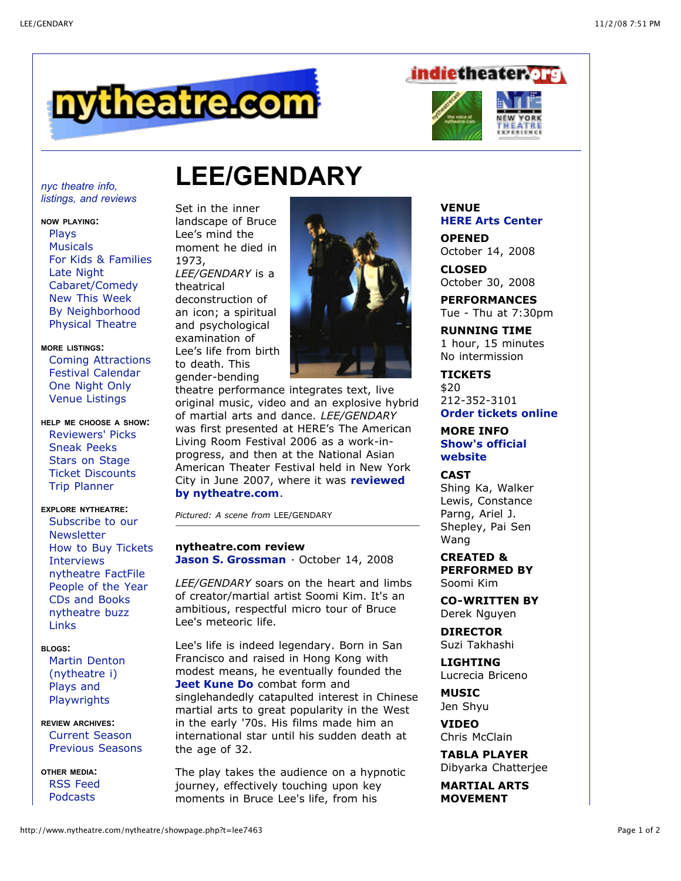# LEE/GENDARY

*nyc theatre info, listings, and reviews*

**NOW PLAYING:**
- Plays
- Musicals
- For Kids & Families
- Late Night
- Cabaret/Comedy
- New This Week
- By Neighborhood
- Physical Theatre

**MORE LISTINGS:**
- Coming Attractions
- Festival Calendar
- One Night Only
- Venue Listings

**HELP ME CHOOSE A SHOW:**
- Reviewers' Picks
- Sneak Peeks
- Stars on Stage
- Ticket Discounts
- Trip Planner

**EXPLORE NYTHEATRE:**
- Subscribe to our Newsletter
- How to Buy Tickets
- Interviews
- nytheatre FactFile
- People of the Year
- CDs and Books
- nytheatre buzz
- Links

**BLOGS:**
- Martin Denton (nytheatre i)
- Plays and Playwrights

**REVIEW ARCHIVES:**
- Current Season
- Previous Seasons

**OTHER MEDIA:**
- RSS Feed
- Podcasts

Set in the inner landscape of Bruce Lee's mind the moment he died in 1973, *LEE/GENDARY* is a theatrical deconstruction of an icon; a spiritual and psychological examination of Lee's life from birth to death. This gender-bending theatre performance integrates text, live original music, video and an explosive hybrid of martial arts and dance. *LEE/GENDARY* was first presented at HERE's The American Living Room Festival 2006 as a work-in-progress, and then at the National Asian American Theater Festival held in New York City in June 2007, where it was **reviewed by nytheatre.com**.

*Pictured: A scene from* LEE/GENDARY

**VENUE**
HERE Arts Center

**OPENED**
October 14, 2008

**CLOSED**
October 30, 2008

**PERFORMANCES**
Tue - Thu at 7:30pm

**RUNNING TIME**
1 hour, 15 minutes
No intermission

**TICKETS**
$20
212-352-3101
Order tickets online

**MORE INFO**
Show's official website

**CAST**
Shing Ka, Walker Lewis, Constance Parng, Ariel J. Shepley, Pai Sen Wang

**CREATED & PERFORMED BY**
Soomi Kim

**CO-WRITTEN BY**
Derek Nguyen

**DIRECTOR**
Suzi Takhashi

**LIGHTING**
Lucrecia Briceno

**MUSIC**
Jen Shyu

**VIDEO**
Chris McClain

**TABLA PLAYER**
Dibyarka Chatterjee

**MARTIAL ARTS MOVEMENT**

## nytheatre.com review

**Jason S. Grossman** · October 14, 2008

*LEE/GENDARY* soars on the heart and limbs of creator/martial artist Soomi Kim. It's an ambitious, respectful micro tour of Bruce Lee's meteoric life.

Lee's life is indeed legendary. Born in San Francisco and raised in Hong Kong with modest means, he eventually founded the **Jeet Kune Do** combat form and singlehandedly catapulted interest in Chinese martial arts to great popularity in the West in the early '70s. His films made him an international star until his sudden death at the age of 32.

The play takes the audience on a hypnotic journey, effectively touching upon key moments in Bruce Lee's life, from his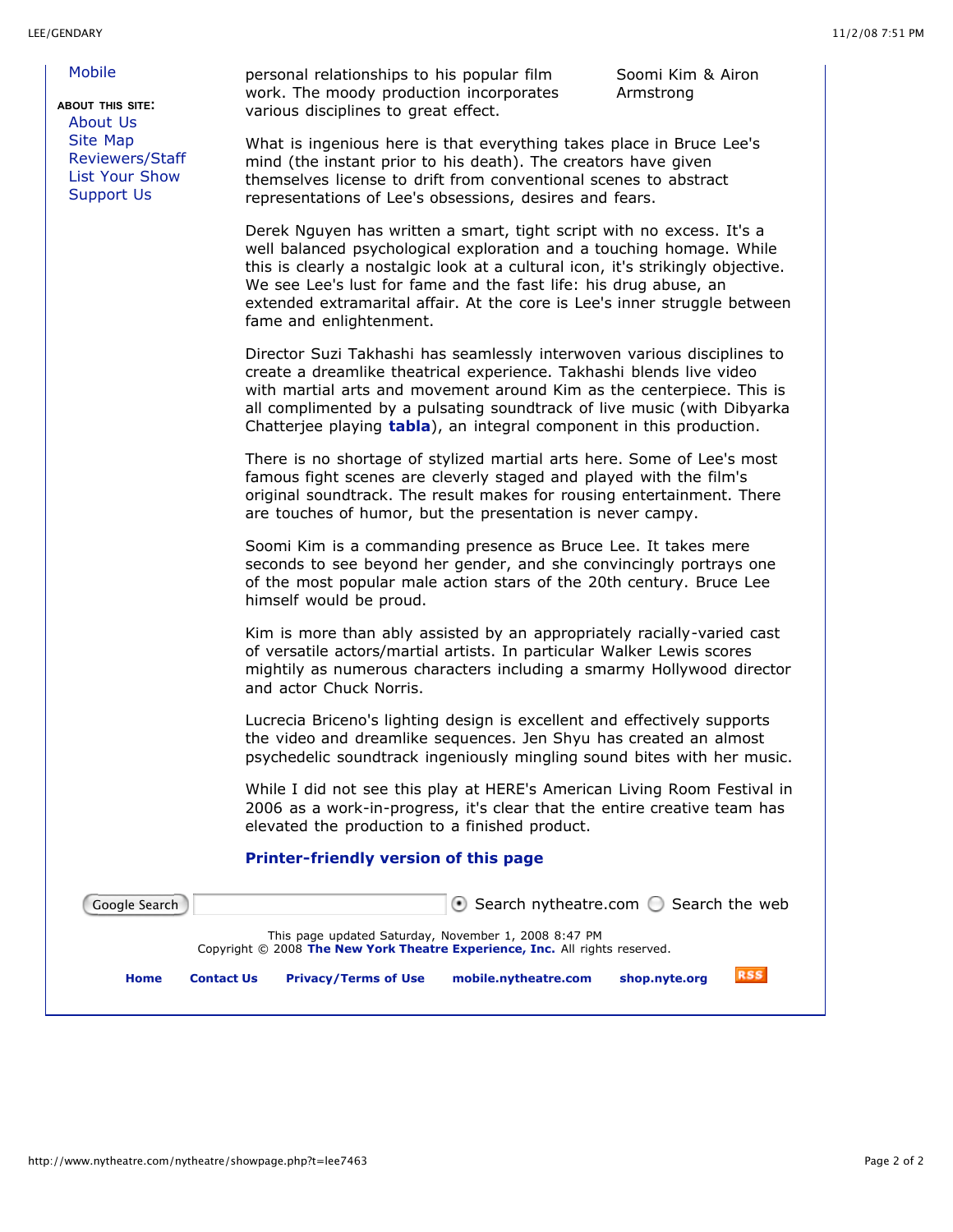Mobile

**ABOUT THIS SITE:**

About Us
Site Map
Reviewers/Staff
List Your Show
Support Us

personal relationships to his popular film work. The moody production incorporates various disciplines to great effect.

Soomi Kim & Airon Armstrong

What is ingenious here is that everything takes place in Bruce Lee's mind (the instant prior to his death). The creators have given themselves license to drift from conventional scenes to abstract representations of Lee's obsessions, desires and fears.

Derek Nguyen has written a smart, tight script with no excess. It's a well balanced psychological exploration and a touching homage. While this is clearly a nostalgic look at a cultural icon, it's strikingly objective. We see Lee's lust for fame and the fast life: his drug abuse, an extended extramarital affair. At the core is Lee's inner struggle between fame and enlightenment.

Director Suzi Takhashi has seamlessly interwoven various disciplines to create a dreamlike theatrical experience. Takhashi blends live video with martial arts and movement around Kim as the centerpiece. This is all complimented by a pulsating soundtrack of live music (with Dibyarka Chatterjee playing **tabla**), an integral component in this production.

There is no shortage of stylized martial arts here. Some of Lee's most famous fight scenes are cleverly staged and played with the film's original soundtrack. The result makes for rousing entertainment. There are touches of humor, but the presentation is never campy.

Soomi Kim is a commanding presence as Bruce Lee. It takes mere seconds to see beyond her gender, and she convincingly portrays one of the most popular male action stars of the 20th century. Bruce Lee himself would be proud.

Kim is more than ably assisted by an appropriately racially-varied cast of versatile actors/martial artists. In particular Walker Lewis scores mightily as numerous characters including a smarmy Hollywood director and actor Chuck Norris.

Lucrecia Briceno's lighting design is excellent and effectively supports the video and dreamlike sequences. Jen Shyu has created an almost psychedelic soundtrack ingeniously mingling sound bites with her music.

While I did not see this play at HERE's American Living Room Festival in 2006 as a work-in-progress, it's clear that the entire creative team has elevated the production to a finished product.

**Printer-friendly version of this page**

Google Search | Search nytheatre.com | Search the web

This page updated Saturday, November 1, 2008 8:47 PM
Copyright © 2008 **The New York Theatre Experience, Inc.** All rights reserved.

**Home** **Contact Us** **Privacy/Terms of Use** **mobile.nytheatre.com** **shop.nyte.org** RSS